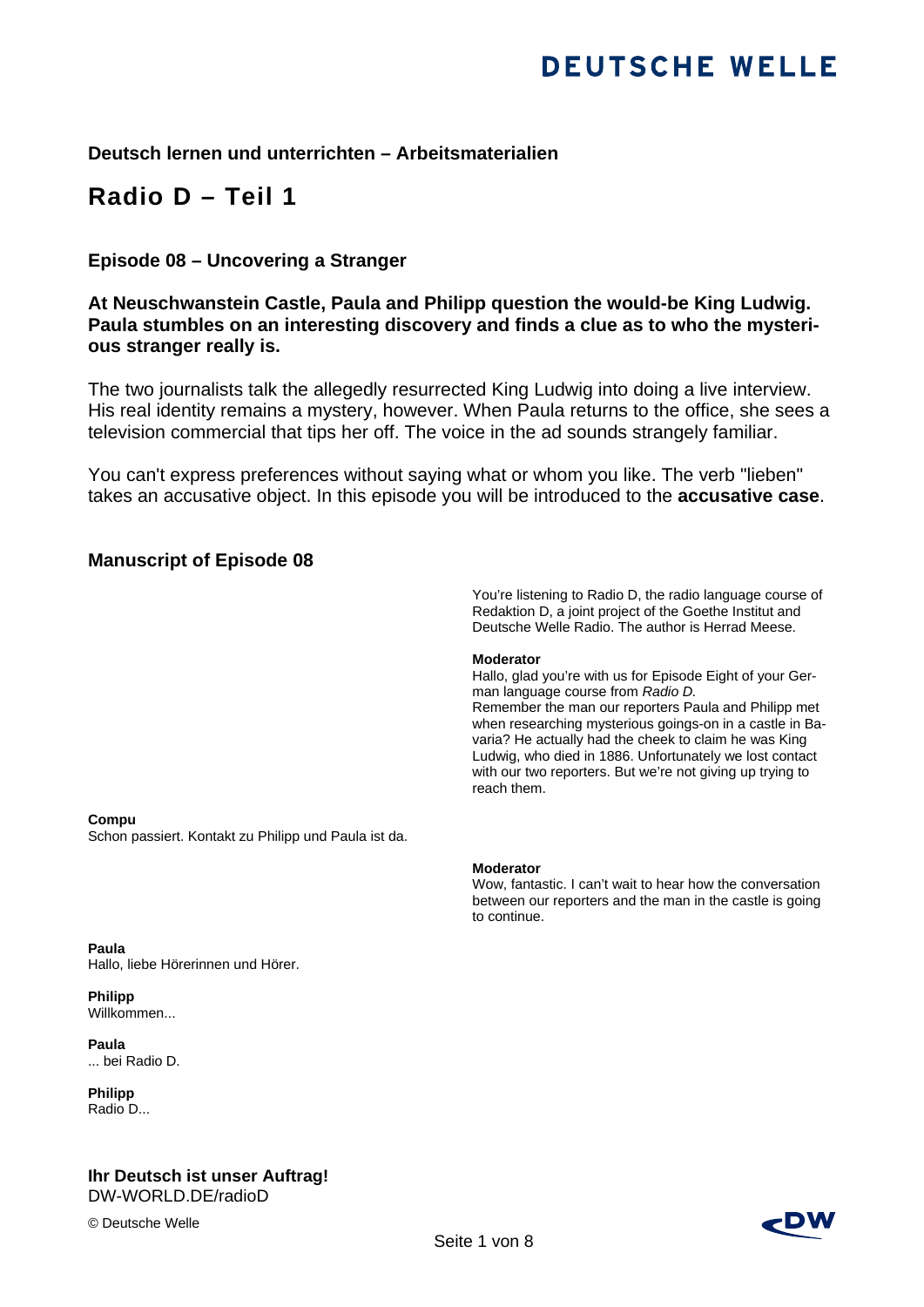**Deutsch lernen und unterrichten – Arbeitsmaterialien**

# Radio D – Teil 1

### Episode 08 – Uncovering a Stranger

**At Neuschwanstein Castle, Paula and Philipp question the would-be King Ludwig. Paula stumbles on an interesting discovery and finds a clue as to who the mysterious stranger really is.**

The two journalists talk the allegedly resurrected King Ludwig into doing a live interview. His real identity remains a mystery, however. When Paula returns to the office, she sees a television commercial that tips her off. The voice in the ad sounds strangely familiar.

You can't express preferences without saying what or whom you like. The verb "lieben" takes an accusative object. In this episode you will be introduced to the **accusative case**.

### Manuscript of Episode 08

You're listening to Radio D, the radio language course of Redaktion D, a joint project of the Goethe Institut and Deutsche Welle Radio. The author is Herrad Meese.

**Moderator**
Hallo, glad you're with us for Episode Eight of your German language course from *Radio D.*
Remember the man our reporters Paula and Philipp met when researching mysterious goings-on in a castle in Bavaria? He actually had the cheek to claim he was King Ludwig, who died in 1886. Unfortunately we lost contact with our two reporters. But we're not giving up trying to reach them.

**Compu**
Schon passiert. Kontakt zu Philipp und Paula ist da.

**Moderator**
Wow, fantastic. I can't wait to hear how the conversation between our reporters and the man in the castle is going to continue.

**Paula**
Hallo, liebe Hörerinnen und Hörer.

**Philipp**
Willkommen...

**Paula**
... bei Radio D.

**Philipp**
Radio D...

**Ihr Deutsch ist unser Auftrag!**
DW-WORLD.DE/radioD

© Deutsche Welle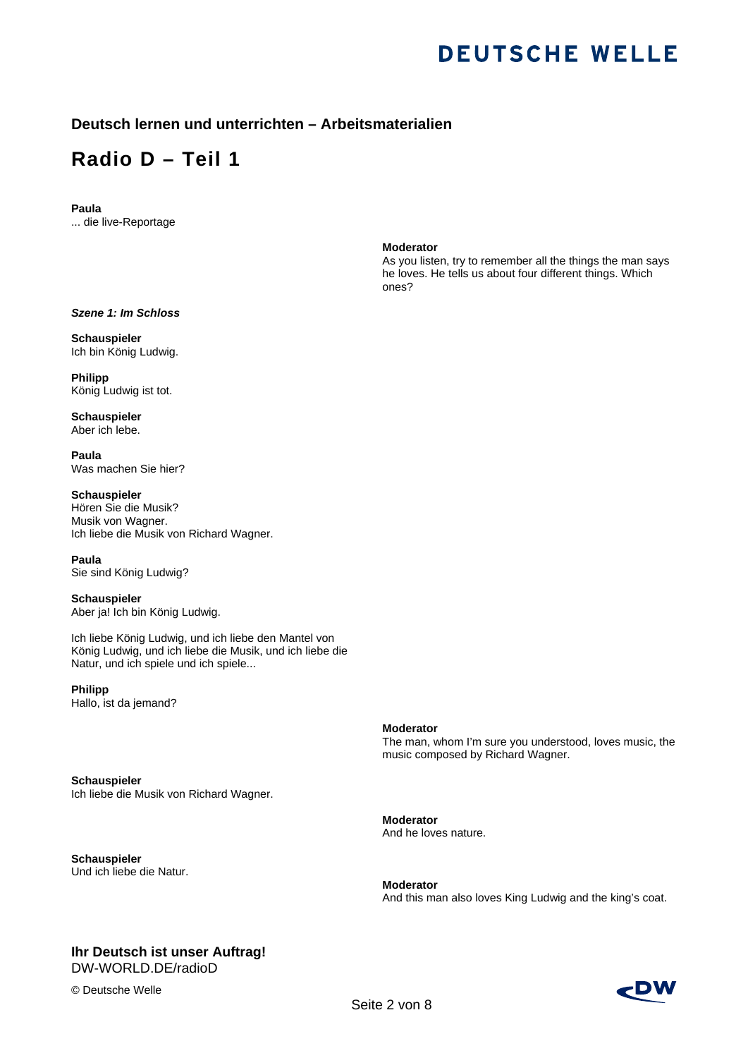## Deutsch lernen und unterrichten – Arbeitsmaterialien

# Radio D – Teil 1

**Paula**
... die live-Reportage

**Moderator**
As you listen, try to remember all the things the man says he loves. He tells us about four different things. Which ones?

***Szene 1: Im Schloss***

**Schauspieler**
Ich bin König Ludwig.

**Philipp**
König Ludwig ist tot.

**Schauspieler**
Aber ich lebe.

**Paula**
Was machen Sie hier?

**Schauspieler**
Hören Sie die Musik?
Musik von Wagner.
Ich liebe die Musik von Richard Wagner.

**Paula**
Sie sind König Ludwig?

**Schauspieler**
Aber ja! Ich bin König Ludwig.

Ich liebe König Ludwig, und ich liebe den Mantel von König Ludwig, und ich liebe die Musik, und ich liebe die Natur, und ich spiele und ich spiele...

**Philipp**
Hallo, ist da jemand?

**Moderator**
The man, whom I'm sure you understood, loves music, the music composed by Richard Wagner.

**Schauspieler**
Ich liebe die Musik von Richard Wagner.

**Moderator**
And he loves nature.

**Schauspieler**
Und ich liebe die Natur.

**Moderator**
And this man also loves King Ludwig and the king's coat.

**Ihr Deutsch ist unser Auftrag!**
DW-WORLD.DE/radioD

© Deutsche Welle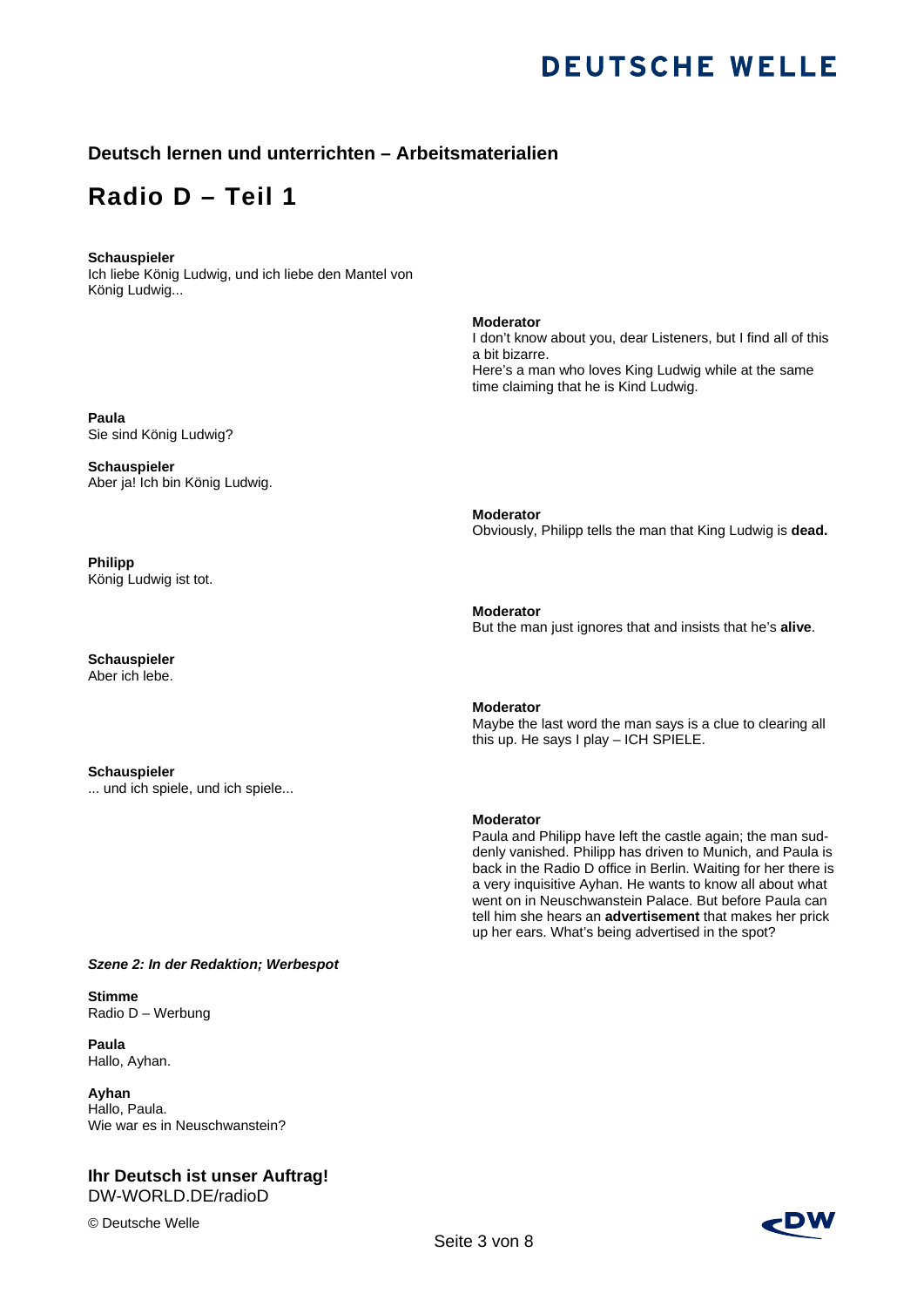**Schauspieler**
Ich liebe König Ludwig, und ich liebe den Mantel von König Ludwig...

**Moderator**
I don't know about you, dear Listeners, but I find all of this a bit bizarre.
Here's a man who loves King Ludwig while at the same time claiming that he is Kind Ludwig.

**Paula**
Sie sind König Ludwig?

**Schauspieler**
Aber ja! Ich bin König Ludwig.

**Moderator**
Obviously, Philipp tells the man that King Ludwig is **dead.**

**Philipp**
König Ludwig ist tot.

**Moderator**
But the man just ignores that and insists that he's **alive**.

**Schauspieler**
Aber ich lebe.

**Moderator**
Maybe the last word the man says is a clue to clearing all this up. He says I play – ICH SPIELE.

**Schauspieler**
... und ich spiele, und ich spiele...

**Moderator**
Paula and Philipp have left the castle again; the man suddenly vanished. Philipp has driven to Munich, and Paula is back in the Radio D office in Berlin. Waiting for her there is a very inquisitive Ayhan. He wants to know all about what went on in Neuschwanstein Palace. But before Paula can tell him she hears an **advertisement** that makes her prick up her ears. What's being advertised in the spot?

***Szene 2: In der Redaktion; Werbespot***

**Stimme**
Radio D – Werbung

**Paula**
Hallo, Ayhan.

**Ayhan**
Hallo, Paula.
Wie war es in Neuschwanstein?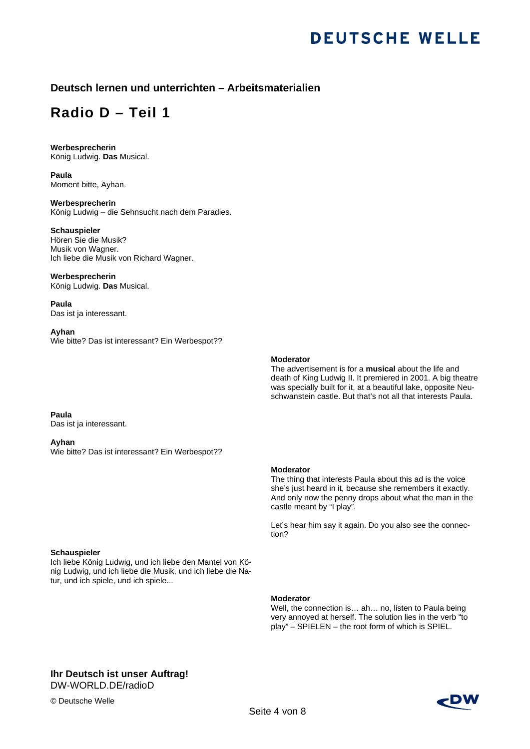## Deutsch lernen und unterrichten – Arbeitsmaterialien

# Radio D – Teil 1

**Werbesprecherin**
König Ludwig. **Das** Musical.

**Paula**
Moment bitte, Ayhan.

**Werbesprecherin**
König Ludwig – die Sehnsucht nach dem Paradies.

**Schauspieler**
Hören Sie die Musik?
Musik von Wagner.
Ich liebe die Musik von Richard Wagner.

**Werbesprecherin**
König Ludwig. **Das** Musical.

**Paula**
Das ist ja interessant.

**Ayhan**
Wie bitte? Das ist interessant? Ein Werbespot??

**Moderator**
The advertisement is for a **musical** about the life and death of King Ludwig II. It premiered in 2001. A big theatre was specially built for it, at a beautiful lake, opposite Neuschwanstein castle. But that's not all that interests Paula.

**Paula**
Das ist ja interessant.

**Ayhan**
Wie bitte? Das ist interessant? Ein Werbespot??

**Moderator**
The thing that interests Paula about this ad is the voice she's just heard in it, because she remembers it exactly. And only now the penny drops about what the man in the castle meant by "I play".

Let's hear him say it again. Do you also see the connection?

**Schauspieler**
Ich liebe König Ludwig, und ich liebe den Mantel von König Ludwig, und ich liebe die Musik, und ich liebe die Natur, und ich spiele, und ich spiele...

**Moderator**
Well, the connection is… ah… no, listen to Paula being very annoyed at herself. The solution lies in the verb "to play" – SPIELEN – the root form of which is SPIEL.

**Ihr Deutsch ist unser Auftrag!**
DW-WORLD.DE/radioD

© Deutsche Welle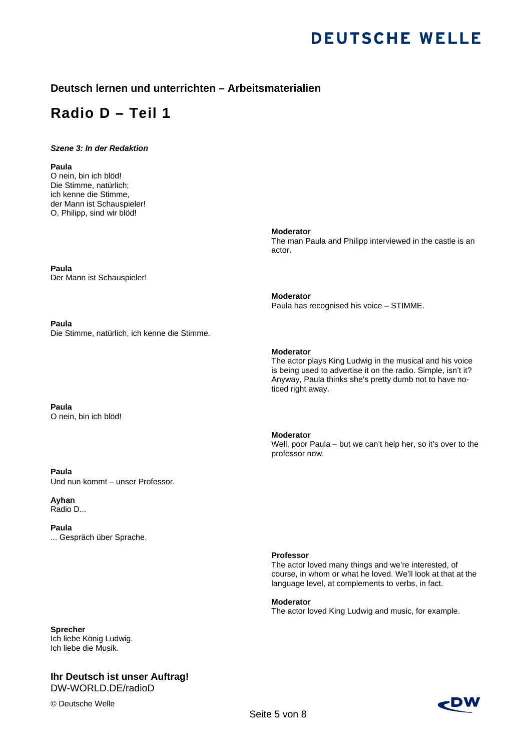**Deutsch lernen und unterrichten – Arbeitsmaterialien**

## Radio D – Teil 1

***Szene 3: In der Redaktion***

**Paula**
O nein, bin ich blöd!
Die Stimme, natürlich;
ich kenne die Stimme,
der Mann ist Schauspieler!
O, Philipp, sind wir blöd!

**Moderator**
The man Paula and Philipp interviewed in the castle is an actor.

**Paula**
Der Mann ist Schauspieler!

**Moderator**
Paula has recognised his voice – STIMME.

**Paula**
Die Stimme, natürlich, ich kenne die Stimme.

**Moderator**
The actor plays King Ludwig in the musical and his voice is being used to advertise it on the radio. Simple, isn't it? Anyway, Paula thinks she's pretty dumb not to have noticed right away.

**Paula**
O nein, bin ich blöd!

**Moderator**
Well, poor Paula – but we can't help her, so it's over to the professor now.

**Paula**
Und nun kommt – unser Professor.

**Ayhan**
Radio D...

**Paula**
... Gespräch über Sprache.

**Professor**
The actor loved many things and we're interested, of course, in whom or what he loved. We'll look at that at the language level, at complements to verbs, in fact.

**Moderator**
The actor loved King Ludwig and music, for example.

**Sprecher**
Ich liebe König Ludwig.
Ich liebe die Musik.

**Ihr Deutsch ist unser Auftrag!**
DW-WORLD.DE/radioD

© Deutsche Welle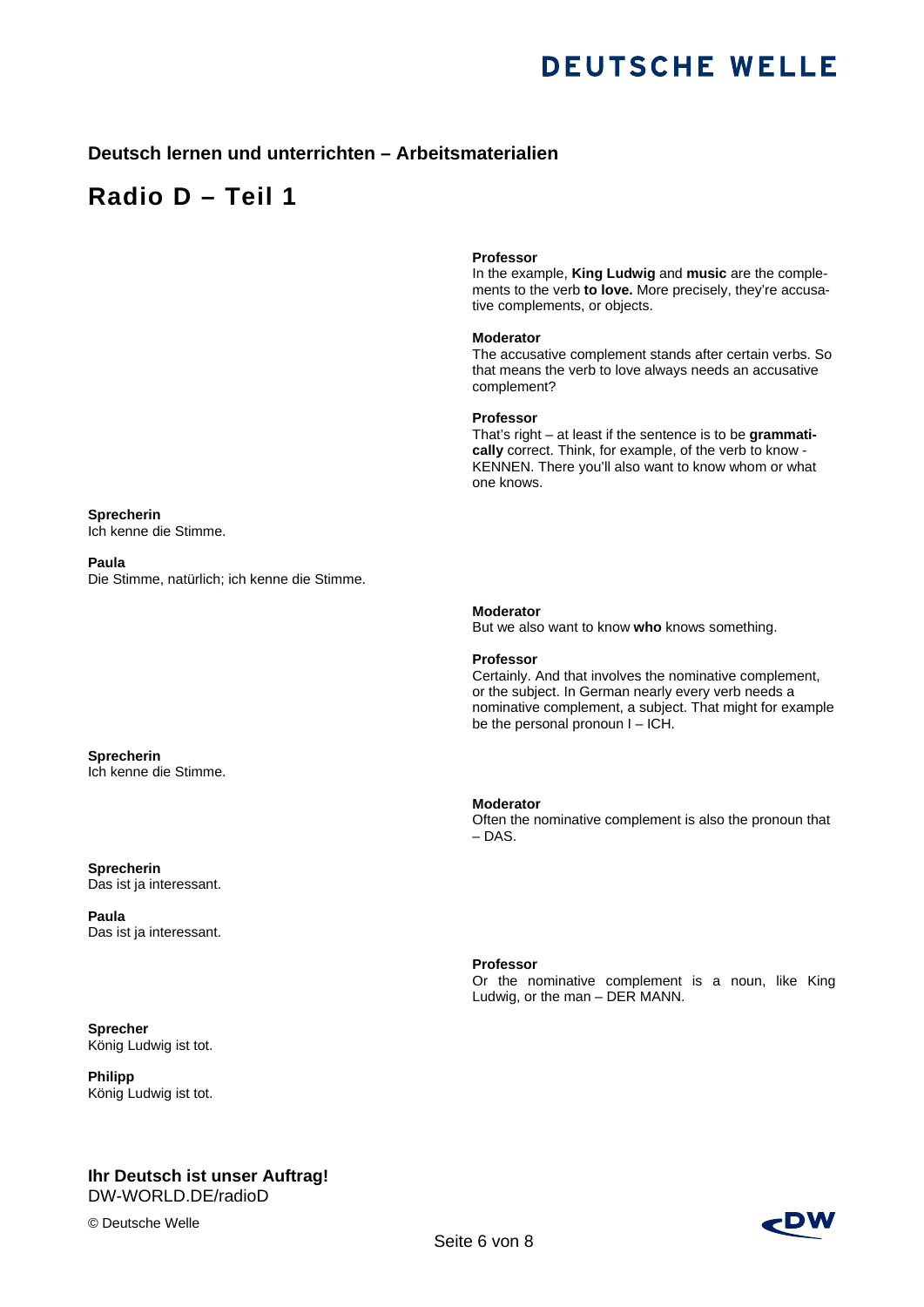## Deutsch lernen und unterrichten – Arbeitsmaterialien

# Radio D – Teil 1

**Professor**
In the example, **King Ludwig** and **music** are the complements to the verb **to love.** More precisely, they're accusative complements, or objects.

**Moderator**
The accusative complement stands after certain verbs. So that means the verb to love always needs an accusative complement?

**Professor**
That's right – at least if the sentence is to be **grammatically** correct. Think, for example, of the verb to know - KENNEN. There you'll also want to know whom or what one knows.

**Sprecherin**
Ich kenne die Stimme.

**Paula**
Die Stimme, natürlich; ich kenne die Stimme.

**Moderator**
But we also want to know **who** knows something.

**Professor**
Certainly. And that involves the nominative complement, or the subject. In German nearly every verb needs a nominative complement, a subject. That might for example be the personal pronoun I – ICH.

**Sprecherin**
Ich kenne die Stimme.

**Moderator**
Often the nominative complement is also the pronoun that – DAS.

**Sprecherin**
Das ist ja interessant.

**Paula**
Das ist ja interessant.

**Professor**
Or the nominative complement is a noun, like King Ludwig, or the man – DER MANN.

**Sprecher**
König Ludwig ist tot.

**Philipp**
König Ludwig ist tot.

**Ihr Deutsch ist unser Auftrag!**
DW-WORLD.DE/radioD

© Deutsche Welle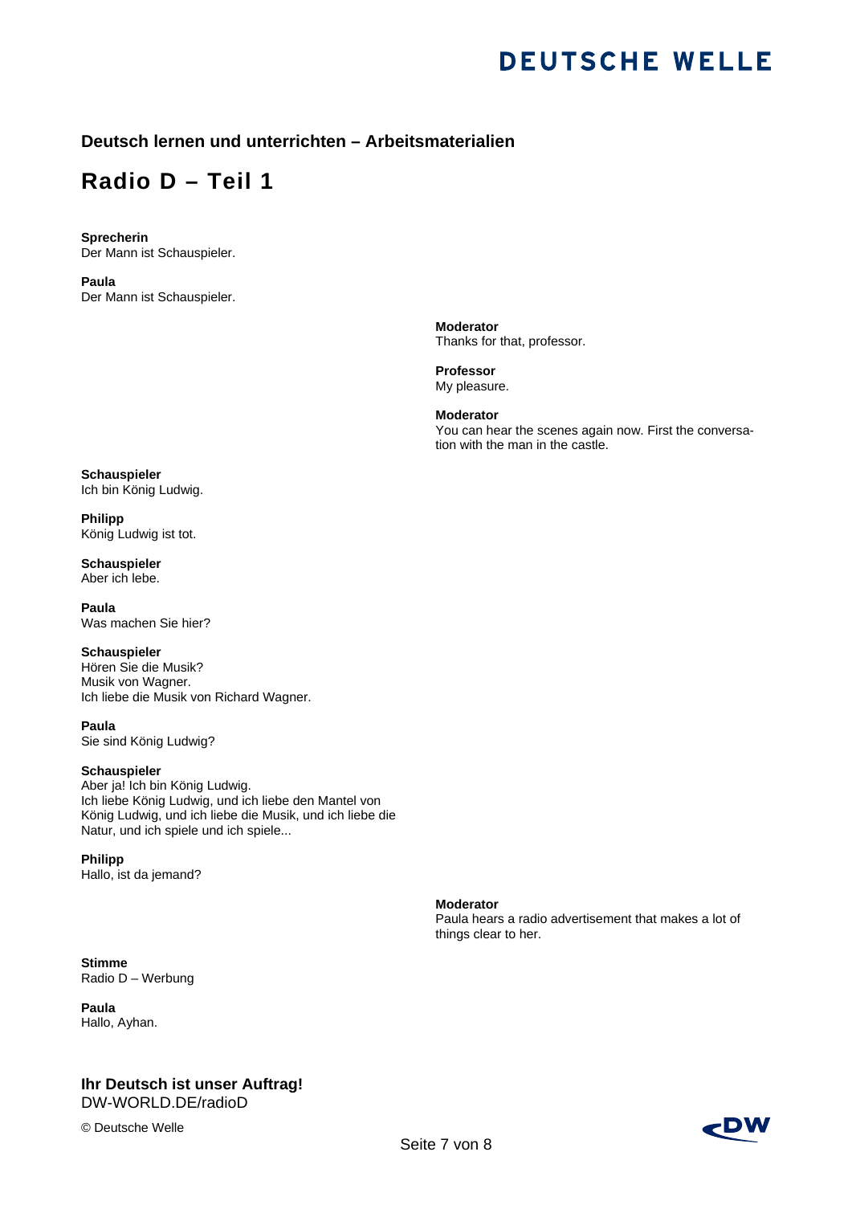**Sprecherin**
Der Mann ist Schauspieler.

**Paula**
Der Mann ist Schauspieler.

**Moderator**
Thanks for that, professor.

**Professor**
My pleasure.

**Moderator**
You can hear the scenes again now. First the conversation with the man in the castle.

**Schauspieler**
Ich bin König Ludwig.

**Philipp**
König Ludwig ist tot.

**Schauspieler**
Aber ich lebe.

**Paula**
Was machen Sie hier?

**Schauspieler**
Hören Sie die Musik?
Musik von Wagner.
Ich liebe die Musik von Richard Wagner.

**Paula**
Sie sind König Ludwig?

**Schauspieler**
Aber ja! Ich bin König Ludwig.
Ich liebe König Ludwig, und ich liebe den Mantel von König Ludwig, und ich liebe die Musik, und ich liebe die Natur, und ich spiele und ich spiele...

**Philipp**
Hallo, ist da jemand?

**Moderator**
Paula hears a radio advertisement that makes a lot of things clear to her.

**Stimme**
Radio D – Werbung

**Paula**
Hallo, Ayhan.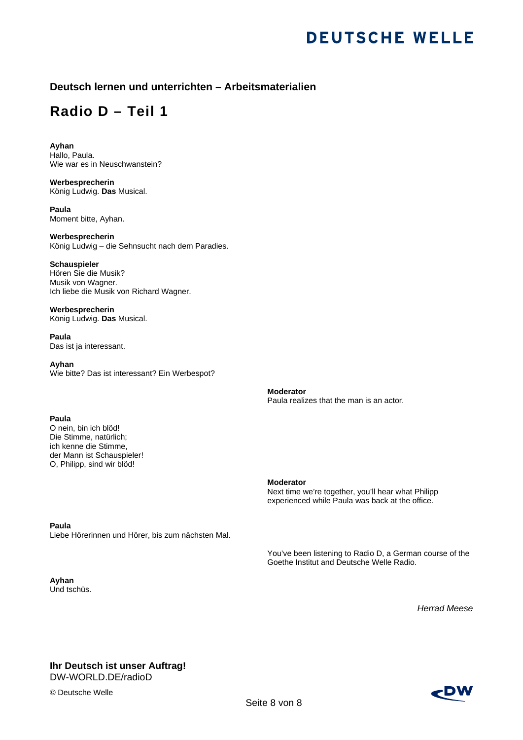## Deutsch lernen und unterrichten – Arbeitsmaterialien

# Radio D – Teil 1

**Ayhan**
Hallo, Paula.
Wie war es in Neuschwanstein?

**Werbesprecherin**
König Ludwig. **Das** Musical.

**Paula**
Moment bitte, Ayhan.

**Werbesprecherin**
König Ludwig – die Sehnsucht nach dem Paradies.

**Schauspieler**
Hören Sie die Musik?
Musik von Wagner.
Ich liebe die Musik von Richard Wagner.

**Werbesprecherin**
König Ludwig. **Das** Musical.

**Paula**
Das ist ja interessant.

**Ayhan**
Wie bitte? Das ist interessant? Ein Werbespot?

**Moderator**
Paula realizes that the man is an actor.

**Paula**
O nein, bin ich blöd!
Die Stimme, natürlich;
ich kenne die Stimme,
der Mann ist Schauspieler!
O, Philipp, sind wir blöd!

**Moderator**
Next time we're together, you'll hear what Philipp experienced while Paula was back at the office.

**Paula**
Liebe Hörerinnen und Hörer, bis zum nächsten Mal.

You've been listening to Radio D, a German course of the Goethe Institut and Deutsche Welle Radio.

**Ayhan**
Und tschüs.

*Herrad Meese*

**Ihr Deutsch ist unser Auftrag!**
DW-WORLD.DE/radioD

© Deutsche Welle